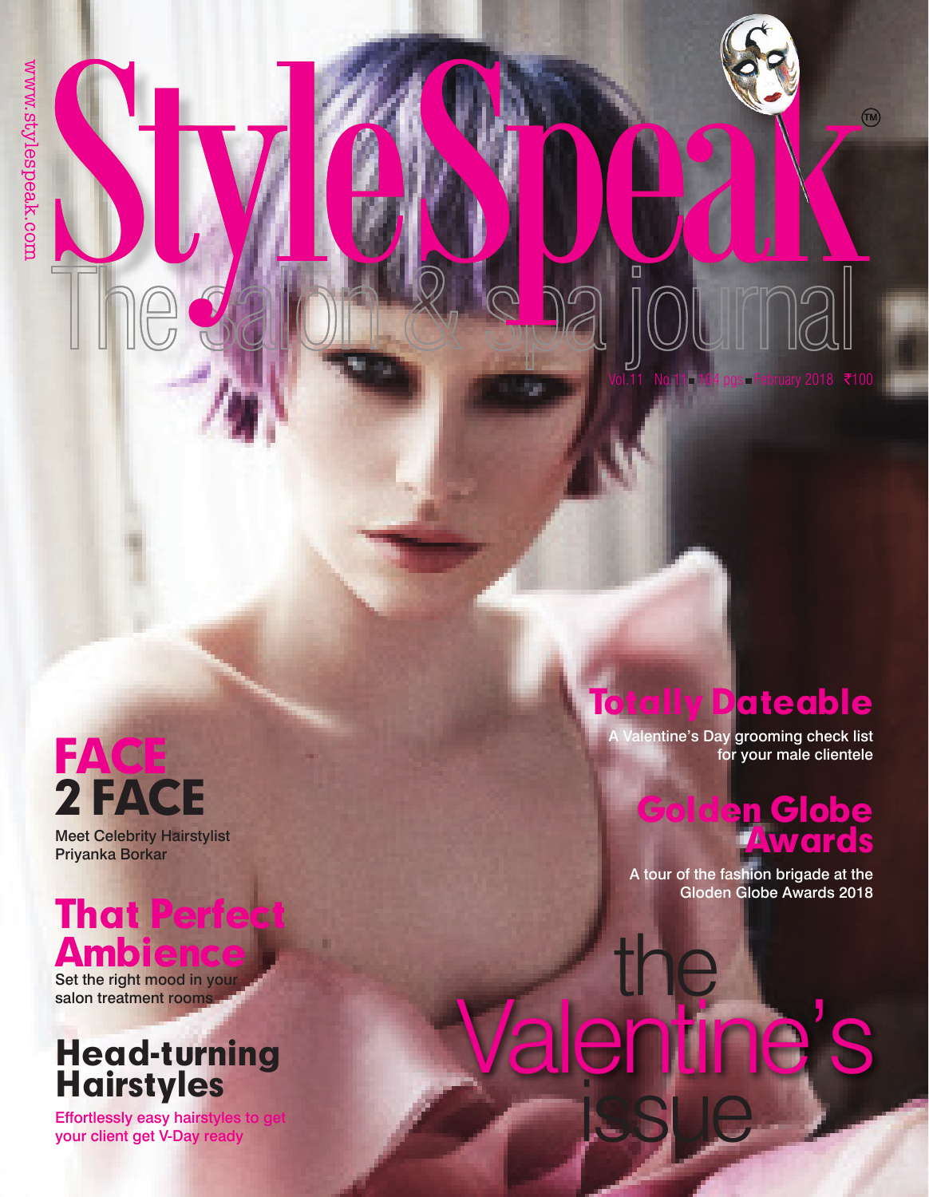www.stylespeak.com

# StyleSpeak™

The salon & spa journal

Vol.11 No.11 ■ 104 pgs ■ February 2018 ₹100

## Totally Dateable

A Valentine's Day grooming check list for your male clientele

## Golden Globe Awards

A tour of the fashion brigade at the Gloden Globe Awards 2018

## FACE 2 FACE

Meet Celebrity Hairstylist Priyanka Borkar

## That Perfect Ambience

Set the right mood in your salon treatment rooms

## Head-turning Hairstyles

Effortlessly easy hairstyles to get your client get V-Day ready

# the Valentine's issue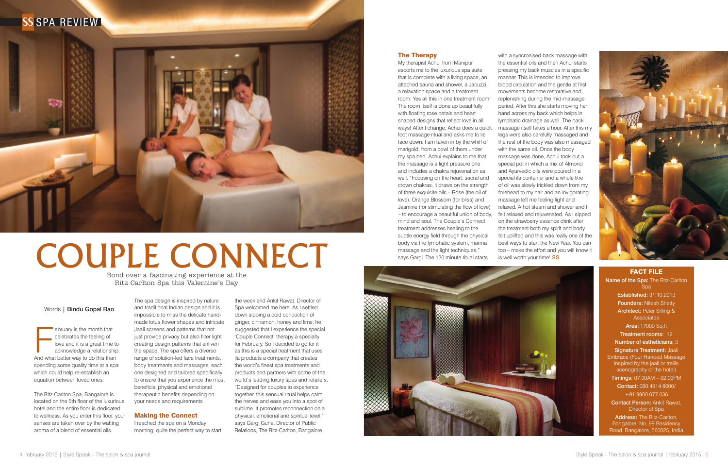SS SPA REVIEW

# COUPLE CONNECT

Bond over a fascinating experience at the Ritz Carlton Spa this Valentine's Day

Words | **Bindu Gopal Rao**

February is the month that celebrates the feeling of love and it is a great time to acknowledge a relationship. And what better way to do this than spending some quality time at a spa which could help re-establish an equation between loved ones.

The Ritz Carlton Spa, Bangalore is located on the 5th floor of the luxurious hotel and the entire floor is dedicated to wellness. As you enter this floor, your senses are taken over by the wafting aroma of a blend of essential oils.

The spa design is inspired by nature and traditional Indian design and it is impossible to miss the delicate hand-made lotus flower shapes and intricate Jaali screens and patterns that not just provide privacy but also filter light creating design patterns that enliven the space. The spa offers a diverse range of solution-led face treatments, body treatments and massages, each one designed and tailored specifically to ensure that you experience the most beneficial physical and emotional therapeutic benefits depending on your needs and requirements

### Making the Connect

I reached the spa on a Monday morning, quite the perfect way to start the week and Ankit Rawat, Director of Spa welcomed me here. As I settled down sipping a cold concoction of ginger, cinnamon, honey and lime, he suggested that I experience the special 'Couple Connect' therapy a specialty for February. So I decided to go for it as this is a special treatment that uses ila products a company that creates the world's finest spa treatments and products and partners with some of the world's leading luxury spas and retailers. "Designed for couples to experience together, this sensual ritual helps calm the nerves and ease you into a spot of sublime. It promotes reconnection on a physical, emotional and spiritual level," says Gargi Guha, Director of Public Relations, The Ritz-Carlton, Bangalore.

### The Therapy

My therapist Achui from Manipur escorts me to the luxurious spa suite that is complete with a living space, an attached sauna and shower, a Jacuzzi, a relaxation space and a treatment room. Yes all this in one treatment room! The room itself is done up beautifully with floating rose petals and heart shaped designs that reflect love in all ways! After I change, Achui does a quick foot massage ritual and asks me to lie face down. I am taken in by the whiff of marigold, from a bowl of them under my spa bed. Achui explains to me that the massage is a light pressure one and includes a chakra rejuvenation as well. "Focusing on the heart, sacral and crown chakras, it draws on the strength of three exquisite oils – Rose (the oil of love), Orange Blossom (for bliss) and Jasmine (for stimulating the flow of love) – to encourage a beautiful union of body, mind and soul. The Couple's Connect treatment addresses healing to the subtle energy field through the physical body via the lymphatic system, marma massage and the light techniques," says Gargi. The 120 minute ritual starts with a syncronised back massage with the essential oils and then Achui starts pressing my back muscles in a specific manner. This is intended to improve blood circulation and the gentle at first movements become restorative and replenishing during the mid-massage period. After this she starts moving her hand across my back which helps in lymphatic drainage as well. The back massage itself takes a hour. After this my legs were also carefully massaged and the rest of the body was also massaged with the same oil. Once the body massage was done, Achui took out a special pot in which a mix of Almond and Ayurvedic oils were poured in a special ila container and a whole litre of oil was slowly trickled down from my forehead to my hair and an invigorating massage left me feeling light and relaxed. A hot steam and shower and I felt relaxed and rejuvenated. As I sipped on the strawberry essence drink after the treatment both my spirit and body felt uplifted and this was really one of the best ways to start the New Year. You can too – make the effort and you will know it is well worth your time! **SS**

### FACT FILE

**Name of the Spa:** The Ritz-Carlton Spa

**Established:** 31.10.2013

**Founders:** Nitesh Shetty

**Architect:** Peter Silling & Associates

**Area:** 17000 Sq.ft

**Treatment rooms:** 12

**Number of estheticians:** 3

**Signature Treatment:** Jaali Embrace (Four Handed Massage inspired by the jaali or trellis scenography of the hotel)

**Timings:** 07.00AM – 02.00PM

**Contact:** 080 4914 8000/ +91 9900.077.036

**Contact Person:** Ankit Rawat, Director of Spa

**Address:** The Ritz-Carlton, Bangalore, No. 99 Residency Road, Bangalore, 560025, India